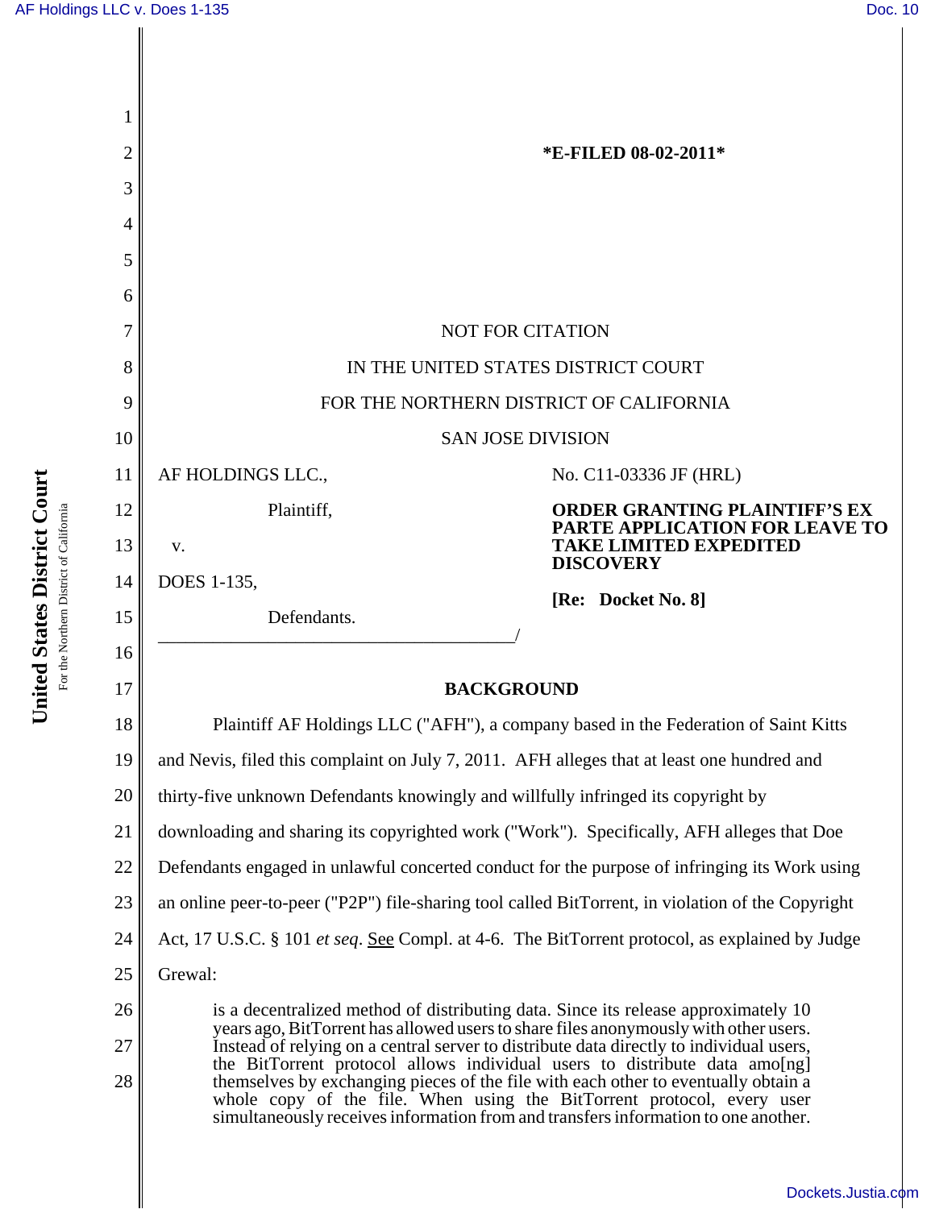*E-FILED 08-02-2011*

NOT FOR CITATION

IN THE UNITED STATES DISTRICT COURT

FOR THE NORTHERN DISTRICT OF CALIFORNIA

SAN JOSE DIVISION

AF HOLDINGS LLC.,

Plaintiff,

v.

DOES 1-135,

Defendants.

No. C11-03336 JF (HRL)

**ORDER GRANTING PLAINTIFF'S EX PARTE APPLICATION FOR LEAVE TO TAKE LIMITED EXPEDITED DISCOVERY**

**[Re: Docket No. 8]**

## BACKGROUND

Plaintiff AF Holdings LLC ("AFH"), a company based in the Federation of Saint Kitts and Nevis, filed this complaint on July 7, 2011. AFH alleges that at least one hundred and thirty-five unknown Defendants knowingly and willfully infringed its copyright by downloading and sharing its copyrighted work ("Work"). Specifically, AFH alleges that Doe Defendants engaged in unlawful concerted conduct for the purpose of infringing its Work using an online peer-to-peer ("P2P") file-sharing tool called BitTorrent, in violation of the Copyright Act, 17 U.S.C. § 101 *et seq*. See Compl. at 4-6. The BitTorrent protocol, as explained by Judge Grewal:

> is a decentralized method of distributing data. Since its release approximately 10 years ago, BitTorrent has allowed users to share files anonymously with other users. Instead of relying on a central server to distribute data directly to individual users, the BitTorrent protocol allows individual users to distribute data amo[ng] themselves by exchanging pieces of the file with each other to eventually obtain a whole copy of the file. When using the BitTorrent protocol, every user simultaneously receives information from and transfers information to one another.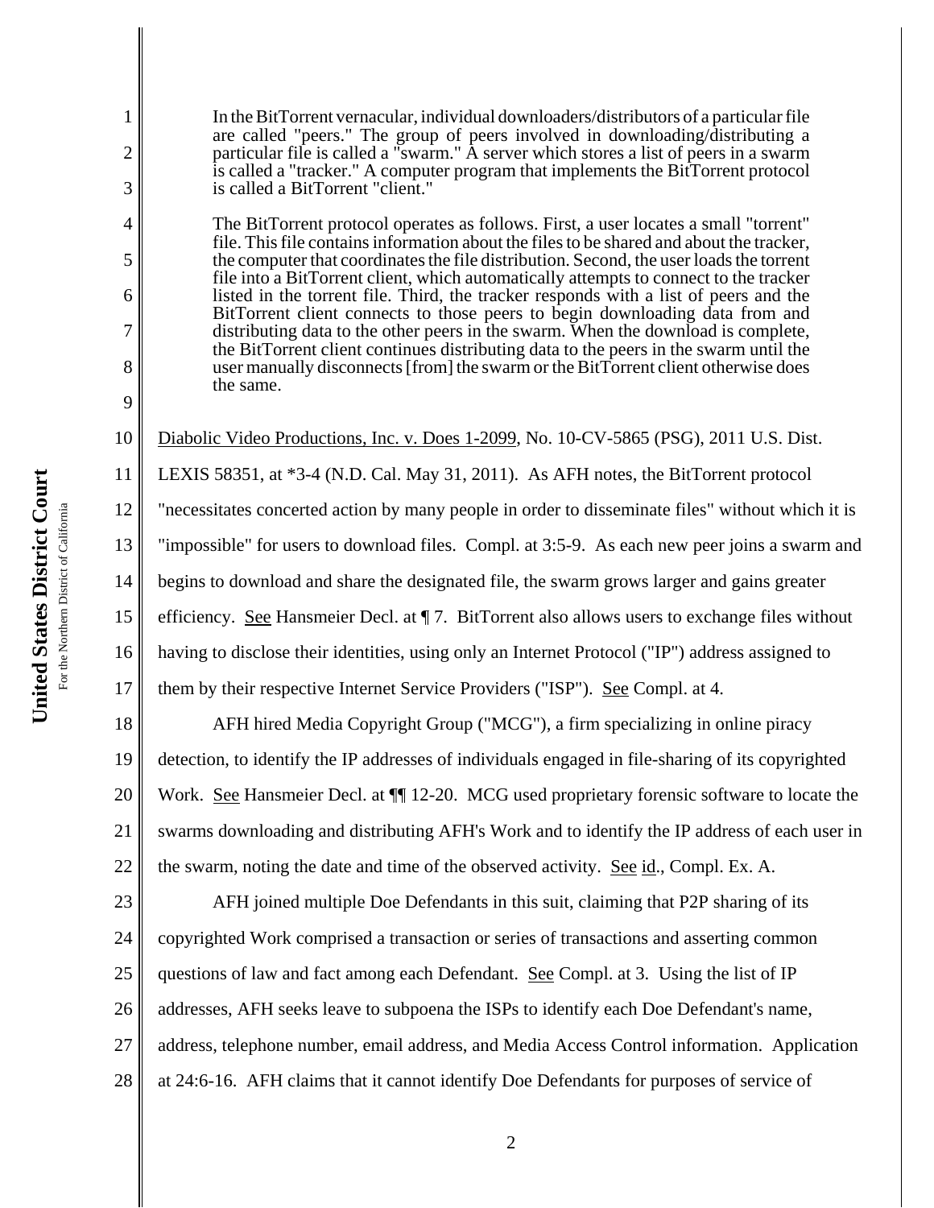> In the BitTorrent vernacular, individual downloaders/distributors of a particular file are called "peers." The group of peers involved in downloading/distributing a particular file is called a "swarm." A server which stores a list of peers in a swarm is called a "tracker." A computer program that implements the BitTorrent protocol is called a BitTorrent "client."
>
> The BitTorrent protocol operates as follows. First, a user locates a small "torrent" file. This file contains information about the files to be shared and about the tracker, the computer that coordinates the file distribution. Second, the user loads the torrent file into a BitTorrent client, which automatically attempts to connect to the tracker listed in the torrent file. Third, the tracker responds with a list of peers and the BitTorrent client connects to those peers to begin downloading data from and distributing data to the other peers in the swarm. When the download is complete, the BitTorrent client continues distributing data to the peers in the swarm until the user manually disconnects [from] the swarm or the BitTorrent client otherwise does the same.

Diabolic Video Productions, Inc. v. Does 1-2099, No. 10-CV-5865 (PSG), 2011 U.S. Dist. LEXIS 58351, at *3-4 (N.D. Cal. May 31, 2011). As AFH notes, the BitTorrent protocol "necessitates concerted action by many people in order to disseminate files" without which it is "impossible" for users to download files. Compl. at 3:5-9. As each new peer joins a swarm and begins to download and share the designated file, the swarm grows larger and gains greater efficiency. See Hansmeier Decl. at ¶ 7. BitTorrent also allows users to exchange files without having to disclose their identities, using only an Internet Protocol ("IP") address assigned to them by their respective Internet Service Providers ("ISP"). See Compl. at 4.

AFH hired Media Copyright Group ("MCG"), a firm specializing in online piracy detection, to identify the IP addresses of individuals engaged in file-sharing of its copyrighted Work. See Hansmeier Decl. at ¶¶ 12-20. MCG used proprietary forensic software to locate the swarms downloading and distributing AFH's Work and to identify the IP address of each user in the swarm, noting the date and time of the observed activity. See id., Compl. Ex. A.

AFH joined multiple Doe Defendants in this suit, claiming that P2P sharing of its copyrighted Work comprised a transaction or series of transactions and asserting common questions of law and fact among each Defendant. See Compl. at 3. Using the list of IP addresses, AFH seeks leave to subpoena the ISPs to identify each Doe Defendant's name, address, telephone number, email address, and Media Access Control information. Application at 24:6-16. AFH claims that it cannot identify Doe Defendants for purposes of service of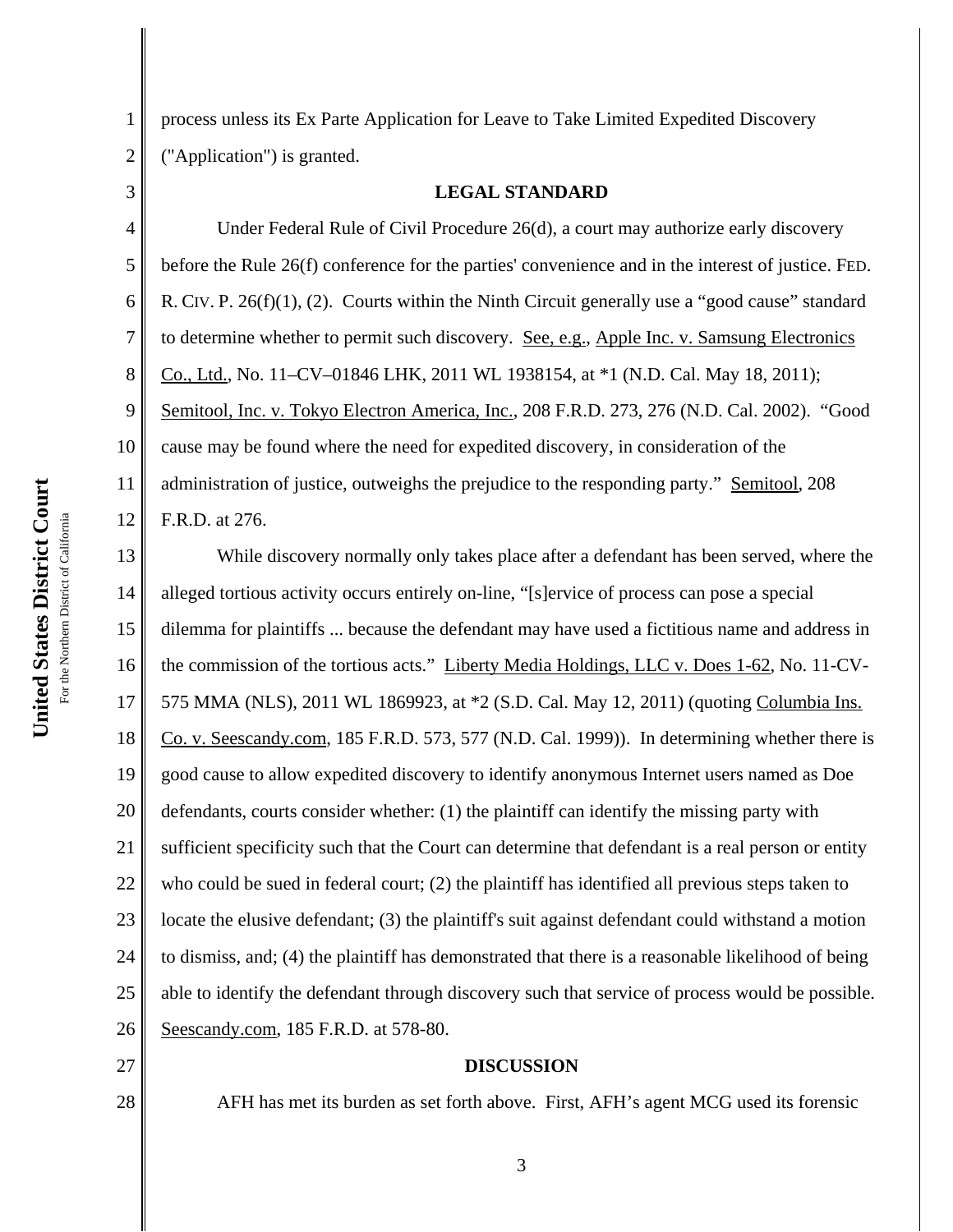process unless its Ex Parte Application for Leave to Take Limited Expedited Discovery ("Application") is granted.

**LEGAL STANDARD**

Under Federal Rule of Civil Procedure 26(d), a court may authorize early discovery before the Rule 26(f) conference for the parties' convenience and in the interest of justice. FED. R. CIV. P. 26(f)(1), (2). Courts within the Ninth Circuit generally use a "good cause" standard to determine whether to permit such discovery. See, e.g., Apple Inc. v. Samsung Electronics Co., Ltd., No. 11–CV–01846 LHK, 2011 WL 1938154, at *1 (N.D. Cal. May 18, 2011); Semitool, Inc. v. Tokyo Electron America, Inc., 208 F.R.D. 273, 276 (N.D. Cal. 2002). "Good cause may be found where the need for expedited discovery, in consideration of the administration of justice, outweighs the prejudice to the responding party." Semitool, 208 F.R.D. at 276.

While discovery normally only takes place after a defendant has been served, where the alleged tortious activity occurs entirely on-line, "[s]ervice of process can pose a special dilemma for plaintiffs ... because the defendant may have used a fictitious name and address in the commission of the tortious acts." Liberty Media Holdings, LLC v. Does 1-62, No. 11-CV-575 MMA (NLS), 2011 WL 1869923, at *2 (S.D. Cal. May 12, 2011) (quoting Columbia Ins. Co. v. Seescandy.com, 185 F.R.D. 573, 577 (N.D. Cal. 1999)). In determining whether there is good cause to allow expedited discovery to identify anonymous Internet users named as Doe defendants, courts consider whether: (1) the plaintiff can identify the missing party with sufficient specificity such that the Court can determine that defendant is a real person or entity who could be sued in federal court; (2) the plaintiff has identified all previous steps taken to locate the elusive defendant; (3) the plaintiff's suit against defendant could withstand a motion to dismiss, and; (4) the plaintiff has demonstrated that there is a reasonable likelihood of being able to identify the defendant through discovery such that service of process would be possible. Seescandy.com, 185 F.R.D. at 578-80.

**DISCUSSION**

AFH has met its burden as set forth above. First, AFH's agent MCG used its forensic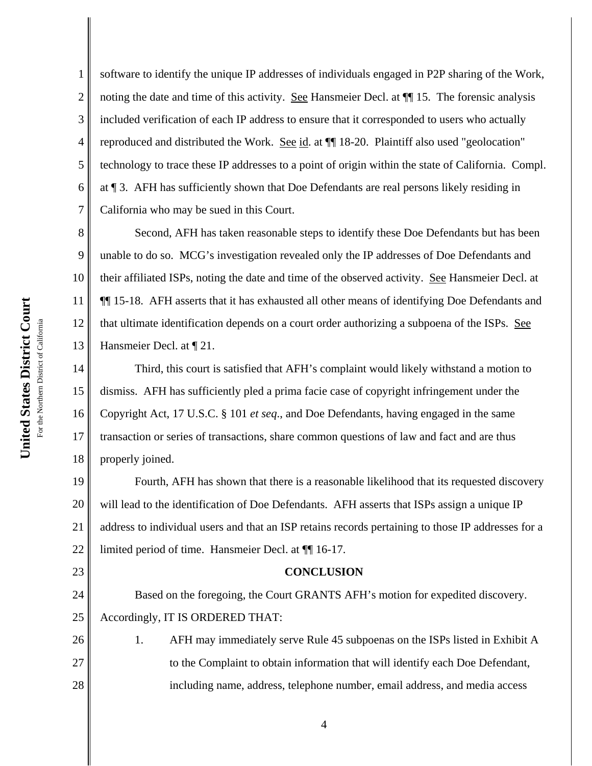software to identify the unique IP addresses of individuals engaged in P2P sharing of the Work, noting the date and time of this activity. See Hansmeier Decl. at ¶¶ 15. The forensic analysis included verification of each IP address to ensure that it corresponded to users who actually reproduced and distributed the Work. See id. at ¶¶ 18-20. Plaintiff also used "geolocation" technology to trace these IP addresses to a point of origin within the state of California. Compl. at ¶ 3. AFH has sufficiently shown that Doe Defendants are real persons likely residing in California who may be sued in this Court.

Second, AFH has taken reasonable steps to identify these Doe Defendants but has been unable to do so. MCG's investigation revealed only the IP addresses of Doe Defendants and their affiliated ISPs, noting the date and time of the observed activity. See Hansmeier Decl. at ¶¶ 15-18. AFH asserts that it has exhausted all other means of identifying Doe Defendants and that ultimate identification depends on a court order authorizing a subpoena of the ISPs. See Hansmeier Decl. at ¶ 21.

Third, this court is satisfied that AFH's complaint would likely withstand a motion to dismiss. AFH has sufficiently pled a prima facie case of copyright infringement under the Copyright Act, 17 U.S.C. § 101 *et seq*., and Doe Defendants, having engaged in the same transaction or series of transactions, share common questions of law and fact and are thus properly joined.

Fourth, AFH has shown that there is a reasonable likelihood that its requested discovery will lead to the identification of Doe Defendants. AFH asserts that ISPs assign a unique IP address to individual users and that an ISP retains records pertaining to those IP addresses for a limited period of time. Hansmeier Decl. at ¶¶ 16-17.

**CONCLUSION**

Based on the foregoing, the Court GRANTS AFH's motion for expedited discovery. Accordingly, IT IS ORDERED THAT:

1. AFH may immediately serve Rule 45 subpoenas on the ISPs listed in Exhibit A to the Complaint to obtain information that will identify each Doe Defendant, including name, address, telephone number, email address, and media access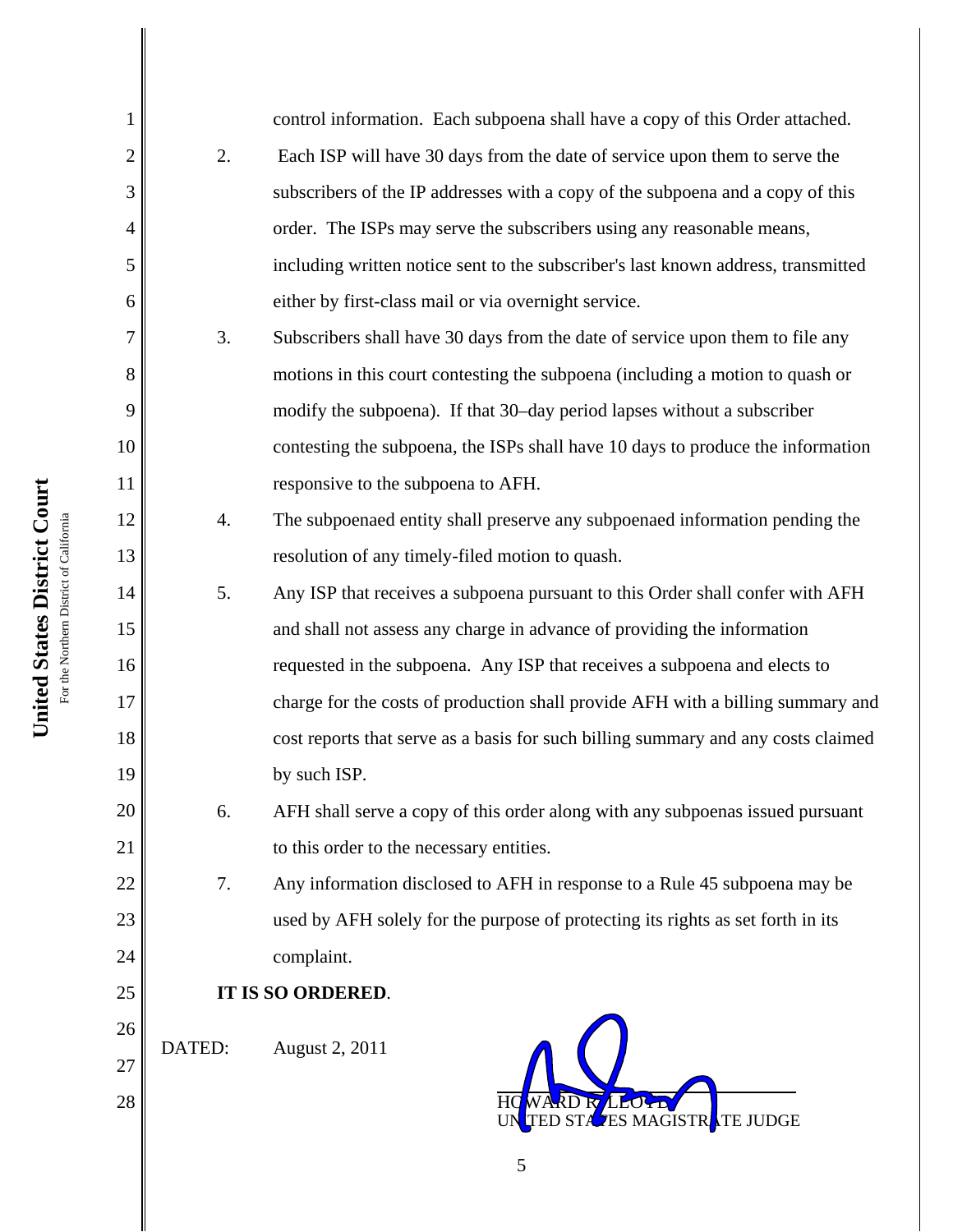control information. Each subpoena shall have a copy of this Order attached.

2. Each ISP will have 30 days from the date of service upon them to serve the subscribers of the IP addresses with a copy of the subpoena and a copy of this order. The ISPs may serve the subscribers using any reasonable means, including written notice sent to the subscriber's last known address, transmitted either by first-class mail or via overnight service.

3. Subscribers shall have 30 days from the date of service upon them to file any motions in this court contesting the subpoena (including a motion to quash or modify the subpoena). If that 30–day period lapses without a subscriber contesting the subpoena, the ISPs shall have 10 days to produce the information responsive to the subpoena to AFH.

4. The subpoenaed entity shall preserve any subpoenaed information pending the resolution of any timely-filed motion to quash.

5. Any ISP that receives a subpoena pursuant to this Order shall confer with AFH and shall not assess any charge in advance of providing the information requested in the subpoena. Any ISP that receives a subpoena and elects to charge for the costs of production shall provide AFH with a billing summary and cost reports that serve as a basis for such billing summary and any costs claimed by such ISP.

6. AFH shall serve a copy of this order along with any subpoenas issued pursuant to this order to the necessary entities.

7. Any information disclosed to AFH in response to a Rule 45 subpoena may be used by AFH solely for the purpose of protecting its rights as set forth in its complaint.

**IT IS SO ORDERED**.

DATED: August 2, 2011

HOWARD R. LLOYD
UNITED STATES MAGISTRATE JUDGE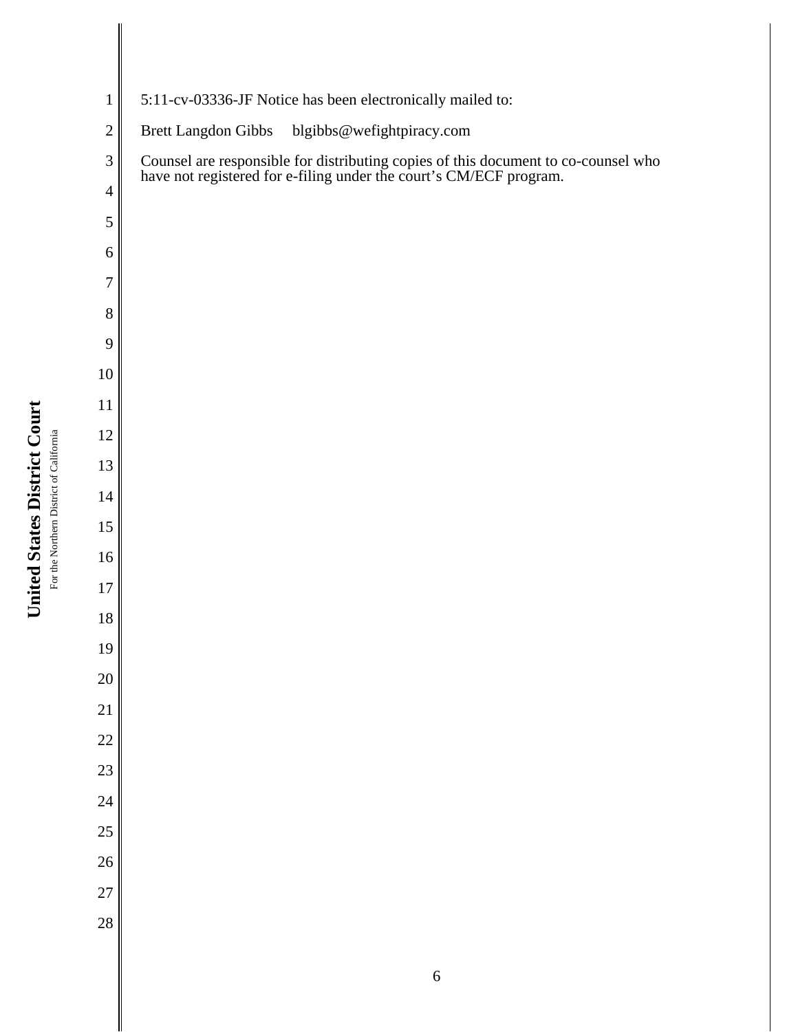5:11-cv-03336-JF Notice has been electronically mailed to:

Brett Langdon Gibbs     blgibbs@wefightpiracy.com

Counsel are responsible for distributing copies of this document to co-counsel who have not registered for e-filing under the court's CM/ECF program.